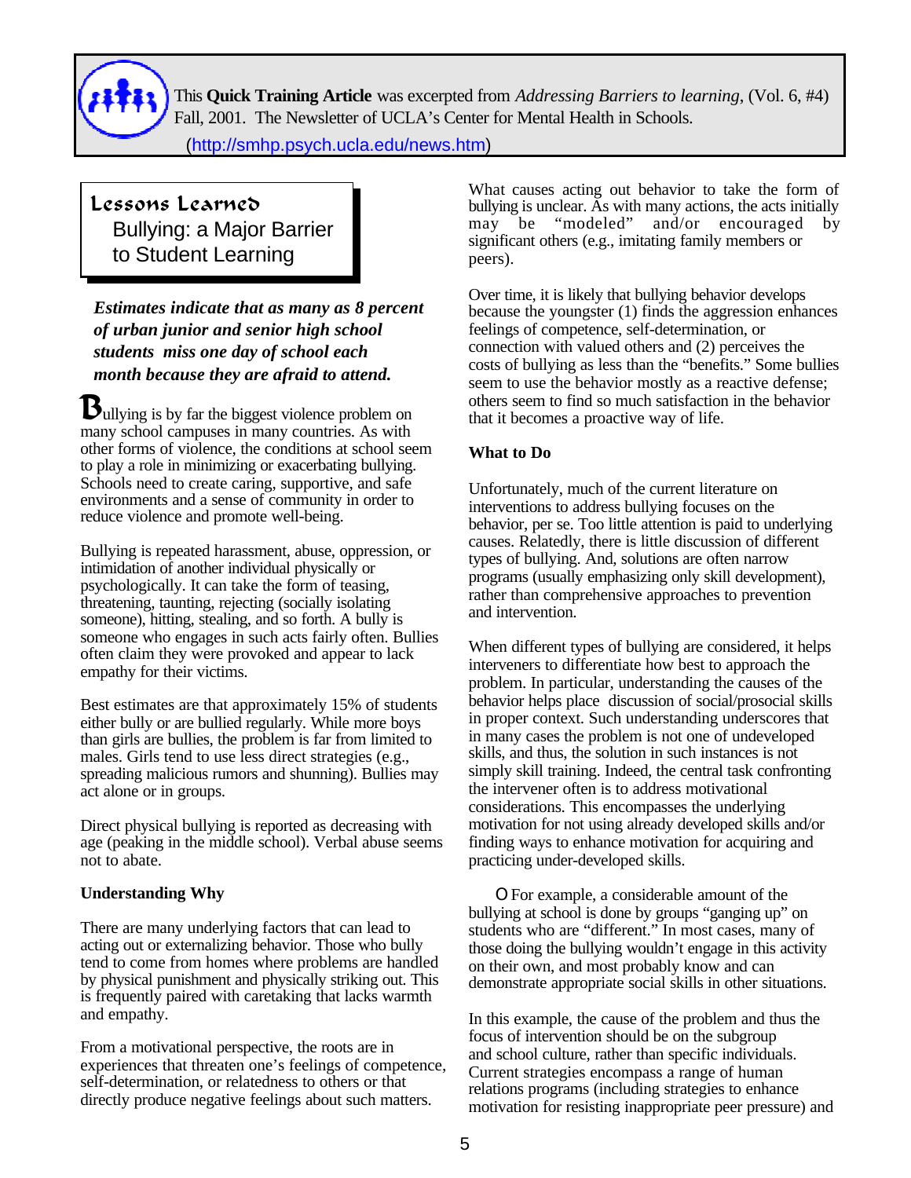This **Quick Training Article** was excerpted from *Addressing Barriers to learning*, (Vol. 6, #4) Fall, 2001. The Newsletter of UCLA's Center for Mental Health in Schools.
(http://smhp.psych.ucla.edu/news.htm)

# Lessons Learned
## Bullying: a Major Barrier to Student Learning

***Estimates indicate that as many as 8 percent of urban junior and senior high school students miss one day of school each month because they are afraid to attend.***

Bullying is by far the biggest violence problem on many school campuses in many countries. As with other forms of violence, the conditions at school seem to play a role in minimizing or exacerbating bullying. Schools need to create caring, supportive, and safe environments and a sense of community in order to reduce violence and promote well-being.

Bullying is repeated harassment, abuse, oppression, or intimidation of another individual physically or psychologically. It can take the form of teasing, threatening, taunting, rejecting (socially isolating someone), hitting, stealing, and so forth. A bully is someone who engages in such acts fairly often. Bullies often claim they were provoked and appear to lack empathy for their victims.

Best estimates are that approximately 15% of students either bully or are bullied regularly. While more boys than girls are bullies, the problem is far from limited to males. Girls tend to use less direct strategies (e.g., spreading malicious rumors and shunning). Bullies may act alone or in groups.

Direct physical bullying is reported as decreasing with age (peaking in the middle school). Verbal abuse seems not to abate.

### Understanding Why

There are many underlying factors that can lead to acting out or externalizing behavior. Those who bully tend to come from homes where problems are handled by physical punishment and physically striking out. This is frequently paired with caretaking that lacks warmth and empathy.

From a motivational perspective, the roots are in experiences that threaten one's feelings of competence, self-determination, or relatedness to others or that directly produce negative feelings about such matters.

What causes acting out behavior to take the form of bullying is unclear. As with many actions, the acts initially may be "modeled" and/or encouraged by significant others (e.g., imitating family members or peers).

Over time, it is likely that bullying behavior develops because the youngster (1) finds the aggression enhances feelings of competence, self-determination, or connection with valued others and (2) perceives the costs of bullying as less than the "benefits." Some bullies seem to use the behavior mostly as a reactive defense; others seem to find so much satisfaction in the behavior that it becomes a proactive way of life.

### What to Do

Unfortunately, much of the current literature on interventions to address bullying focuses on the behavior, per se. Too little attention is paid to underlying causes. Relatedly, there is little discussion of different types of bullying. And, solutions are often narrow programs (usually emphasizing only skill development), rather than comprehensive approaches to prevention and intervention.

When different types of bullying are considered, it helps interveners to differentiate how best to approach the problem. In particular, understanding the causes of the behavior helps place discussion of social/prosocial skills in proper context. Such understanding underscores that in many cases the problem is not one of undeveloped skills, and thus, the solution in such instances is not simply skill training. Indeed, the central task confronting the intervener often is to address motivational considerations. This encompasses the underlying motivation for not using already developed skills and/or finding ways to enhance motivation for acquiring and practicing under-developed skills.

O For example, a considerable amount of the bullying at school is done by groups "ganging up" on students who are "different." In most cases, many of those doing the bullying wouldn't engage in this activity on their own, and most probably know and can demonstrate appropriate social skills in other situations.

In this example, the cause of the problem and thus the focus of intervention should be on the subgroup and school culture, rather than specific individuals. Current strategies encompass a range of human relations programs (including strategies to enhance motivation for resisting inappropriate peer pressure) and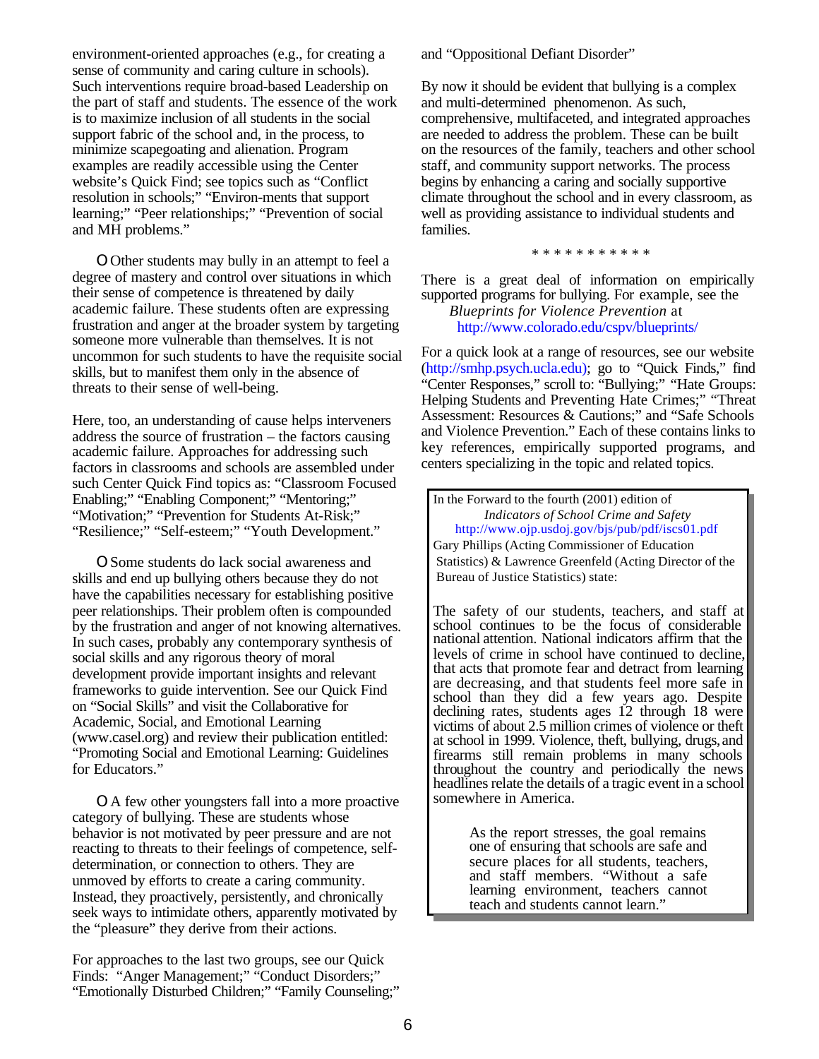environment-oriented approaches (e.g., for creating a sense of community and caring culture in schools). Such interventions require broad-based Leadership on the part of staff and students. The essence of the work is to maximize inclusion of all students in the social support fabric of the school and, in the process, to minimize scapegoating and alienation. Program examples are readily accessible using the Center website's Quick Find; see topics such as "Conflict resolution in schools;" "Environ-ments that support learning;" "Peer relationships;" "Prevention of social and MH problems."

O Other students may bully in an attempt to feel a degree of mastery and control over situations in which their sense of competence is threatened by daily academic failure. These students often are expressing frustration and anger at the broader system by targeting someone more vulnerable than themselves. It is not uncommon for such students to have the requisite social skills, but to manifest them only in the absence of threats to their sense of well-being.

Here, too, an understanding of cause helps interveners address the source of frustration – the factors causing academic failure. Approaches for addressing such factors in classrooms and schools are assembled under such Center Quick Find topics as: "Classroom Focused Enabling;" "Enabling Component;" "Mentoring;" "Motivation;" "Prevention for Students At-Risk;" "Resilience;" "Self-esteem;" "Youth Development."

O Some students do lack social awareness and skills and end up bullying others because they do not have the capabilities necessary for establishing positive peer relationships. Their problem often is compounded by the frustration and anger of not knowing alternatives. In such cases, probably any contemporary synthesis of social skills and any rigorous theory of moral development provide important insights and relevant frameworks to guide intervention. See our Quick Find on "Social Skills" and visit the Collaborative for Academic, Social, and Emotional Learning (www.casel.org) and review their publication entitled: "Promoting Social and Emotional Learning: Guidelines for Educators."

O A few other youngsters fall into a more proactive category of bullying. These are students whose behavior is not motivated by peer pressure and are not reacting to threats to their feelings of competence, self-determination, or connection to others. They are unmoved by efforts to create a caring community. Instead, they proactively, persistently, and chronically seek ways to intimidate others, apparently motivated by the "pleasure" they derive from their actions.

For approaches to the last two groups, see our Quick Finds: "Anger Management;" "Conduct Disorders;" "Emotionally Disturbed Children;" "Family Counseling;" and "Oppositional Defiant Disorder"

By now it should be evident that bullying is a complex and multi-determined phenomenon. As such, comprehensive, multifaceted, and integrated approaches are needed to address the problem. These can be built on the resources of the family, teachers and other school staff, and community support networks. The process begins by enhancing a caring and socially supportive climate throughout the school and in every classroom, as well as providing assistance to individual students and families.

* * * * * * * * * * *

There is a great deal of information on empirically supported programs for bullying. For example, see the *Blueprints for Violence Prevention* at http://www.colorado.edu/cspv/blueprints/

For a quick look at a range of resources, see our website (http://smhp.psych.ucla.edu); go to "Quick Finds," find "Center Responses," scroll to: "Bullying;" "Hate Groups: Helping Students and Preventing Hate Crimes;" "Threat Assessment: Resources & Cautions;" and "Safe Schools and Violence Prevention." Each of these contains links to key references, empirically supported programs, and centers specializing in the topic and related topics.

> In the Forward to the fourth (2001) edition of *Indicators of School Crime and Safety* http://www.ojp.usdoj.gov/bjs/pub/pdf/iscs01.pdf Gary Phillips (Acting Commissioner of Education Statistics) & Lawrence Greenfeld (Acting Director of the Bureau of Justice Statistics) state:
>
> The safety of our students, teachers, and staff at school continues to be the focus of considerable national attention. National indicators affirm that the levels of crime in school have continued to decline, that acts that promote fear and detract from learning are decreasing, and that students feel more safe in school than they did a few years ago. Despite declining rates, students ages 12 through 18 were victims of about 2.5 million crimes of violence or theft at school in 1999. Violence, theft, bullying, drugs, and firearms still remain problems in many schools throughout the country and periodically the news headlines relate the details of a tragic event in a school somewhere in America.
>
> As the report stresses, the goal remains one of ensuring that schools are safe and secure places for all students, teachers, and staff members. "Without a safe learning environment, teachers cannot teach and students cannot learn."